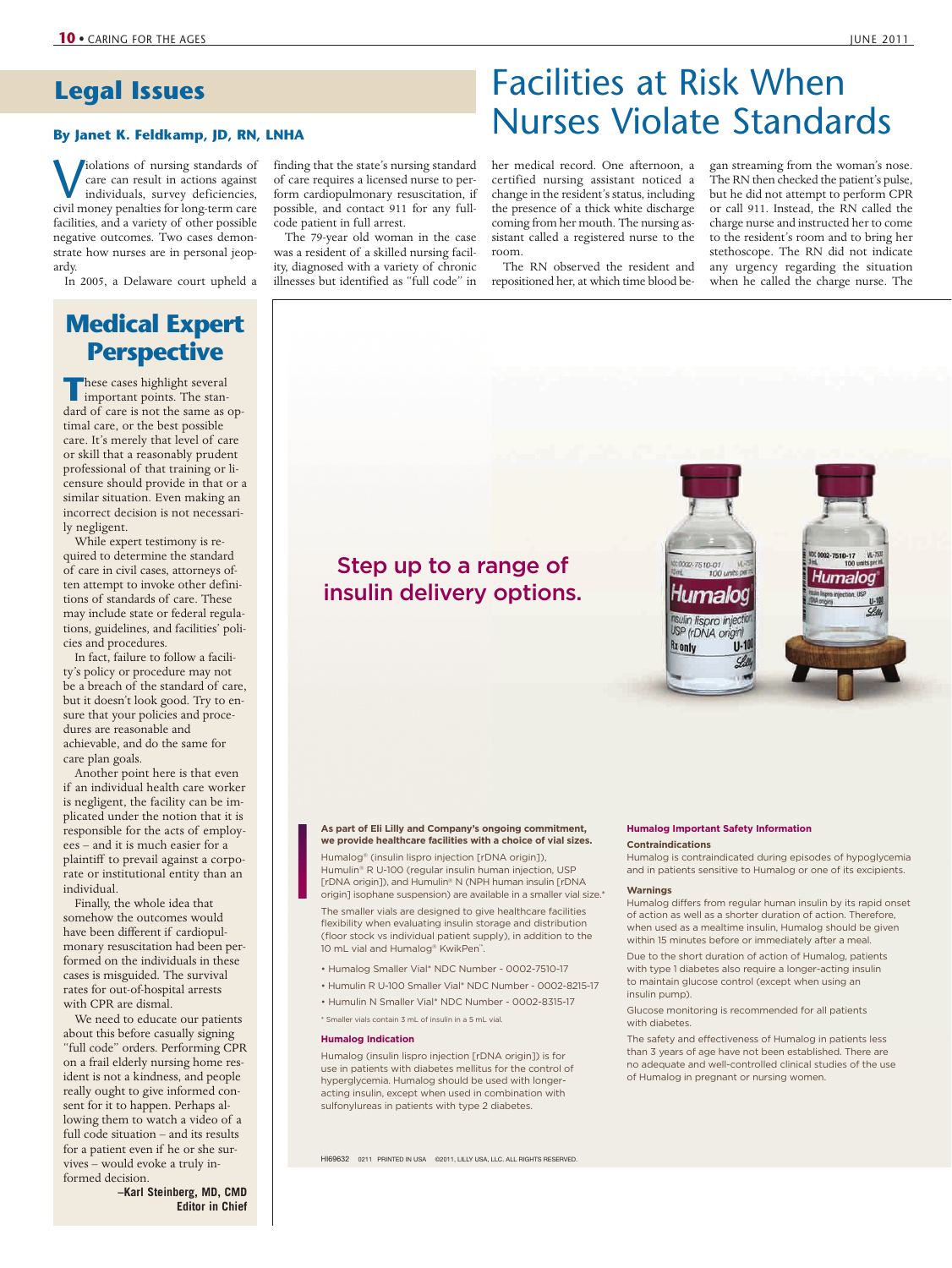## Legal Issues

# Facilities at Risk When Nurses Violate Standards

**By Janet K. Feldkamp, JD, RN, LNHA**

Violations of nursing standards of care can result in actions against individuals, survey deficiencies, civil money penalties for long-term care facilities, and a variety of other possible negative outcomes. Two cases demonstrate how nurses are in personal jeopardy.

In 2005, a Delaware court upheld a finding that the state's nursing standard of care requires a licensed nurse to perform cardiopulmonary resuscitation, if possible, and contact 911 for any full-code patient in full arrest.

The 79-year old woman in the case was a resident of a skilled nursing facility, diagnosed with a variety of chronic illnesses but identified as "full code" in her medical record. One afternoon, a certified nursing assistant noticed a change in the resident's status, including the presence of a thick white discharge coming from her mouth. The nursing assistant called a registered nurse to the room.

The RN observed the resident and repositioned her, at which time blood began streaming from the woman's nose. The RN then checked the patient's pulse, but he did not attempt to perform CPR or call 911. Instead, the RN called the charge nurse and instructed her to come to the resident's room and to bring her stethoscope. The RN did not indicate any urgency regarding the situation when he called the charge nurse. The

## Medical Expert Perspective

These cases highlight several important points. The standard of care is not the same as optimal care, or the best possible care. It's merely that level of care or skill that a reasonably prudent professional of that training or licensure should provide in that or a similar situation. Even making an incorrect decision is not necessarily negligent.

While expert testimony is required to determine the standard of care in civil cases, attorneys often attempt to invoke other definitions of standards of care. These may include state or federal regulations, guidelines, and facilities' policies and procedures.

In fact, failure to follow a facility's policy or procedure may not be a breach of the standard of care, but it doesn't look good. Try to ensure that your policies and procedures are reasonable and achievable, and do the same for care plan goals.

Another point here is that even if an individual health care worker is negligent, the facility can be implicated under the notion that it is responsible for the acts of employees – and it is much easier for a plaintiff to prevail against a corporate or institutional entity than an individual.

Finally, the whole idea that somehow the outcomes would have been different if cardiopulmonary resuscitation had been performed on the individuals in these cases is misguided. The survival rates for out-of-hospital arrests with CPR are dismal.

We need to educate our patients about this before casually signing "full code" orders. Performing CPR on a frail elderly nursing home resident is not a kindness, and people really ought to give informed consent for it to happen. Perhaps allowing them to watch a video of a full code situation – and its results for a patient even if he or she survives – would evoke a truly informed decision.

**–Karl Steinberg, MD, CMD**
**Editor in Chief**

Step up to a range of insulin delivery options.

**As part of Eli Lilly and Company's ongoing commitment, we provide healthcare facilities with a choice of vial sizes.**

Humalog® (insulin lispro injection [rDNA origin]), Humulin® R U-100 (regular insulin human injection, USP [rDNA origin]), and Humulin® N (NPH human insulin [rDNA origin] isophane suspension) are available in a smaller vial size.*

The smaller vials are designed to give healthcare facilities flexibility when evaluating insulin storage and distribution (floor stock vs individual patient supply), in addition to the 10 mL vial and Humalog® KwikPen™.

- Humalog Smaller Vial* NDC Number - 0002-7510-17
- Humulin R U-100 Smaller Vial* NDC Number - 0002-8215-17
- Humulin N Smaller Vial* NDC Number - 0002-8315-17

\* Smaller vials contain 3 mL of insulin in a 5 mL vial.

**Humalog Indication**

Humalog (insulin lispro injection [rDNA origin]) is for use in patients with diabetes mellitus for the control of hyperglycemia. Humalog should be used with longer-acting insulin, except when used in combination with sulfonylureas in patients with type 2 diabetes.

**Humalog Important Safety Information**

**Contraindications**

Humalog is contraindicated during episodes of hypoglycemia and in patients sensitive to Humalog or one of its excipients.

**Warnings**

Humalog differs from regular human insulin by its rapid onset of action as well as a shorter duration of action. Therefore, when used as a mealtime insulin, Humalog should be given within 15 minutes before or immediately after a meal.

Due to the short duration of action of Humalog, patients with type 1 diabetes also require a longer-acting insulin to maintain glucose control (except when using an insulin pump).

Glucose monitoring is recommended for all patients with diabetes.

The safety and effectiveness of Humalog in patients less than 3 years of age have not been established. There are no adequate and well-controlled clinical studies of the use of Humalog in pregnant or nursing women.

HI69632 0211 PRINTED IN USA ©2011, LILLY USA, LLC. ALL RIGHTS RESERVED.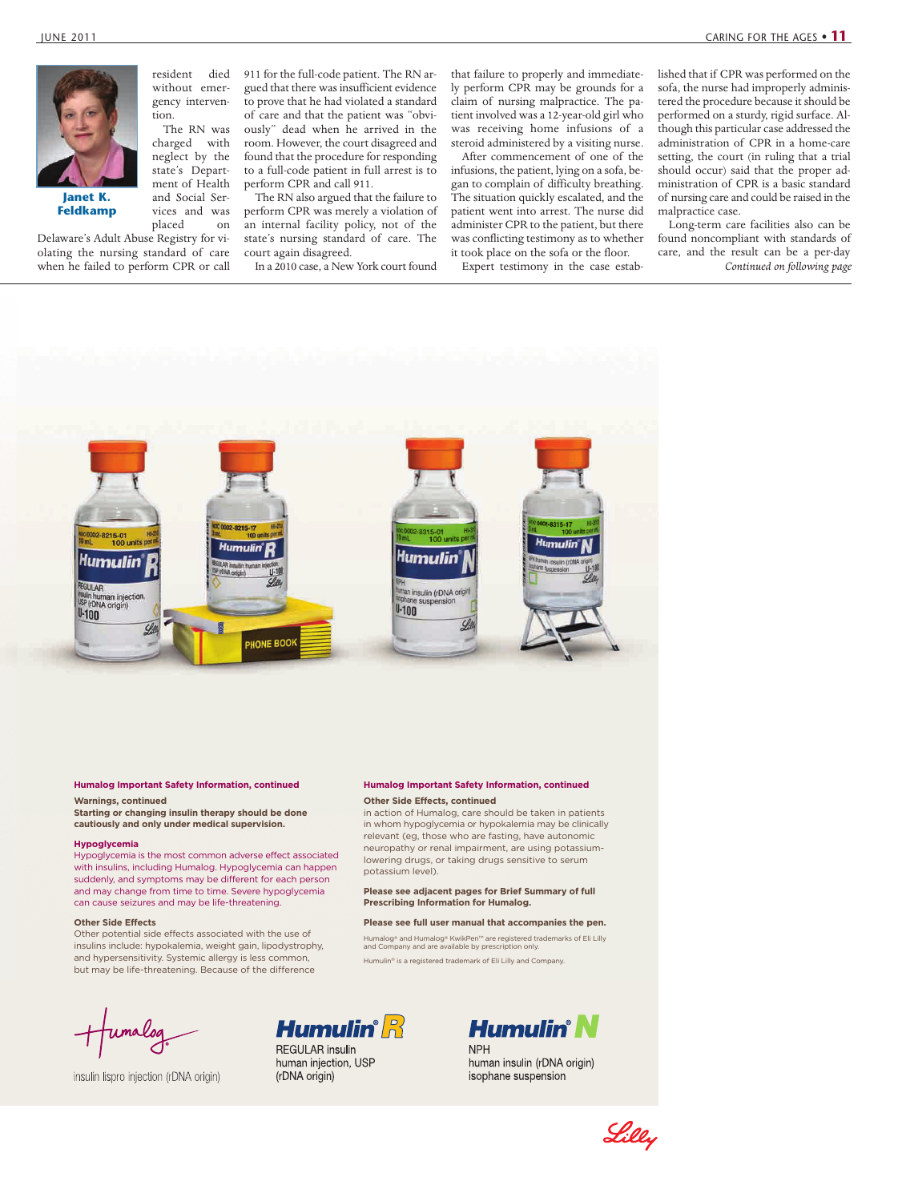resident died without emergency intervention.

The RN was charged with neglect by the state's Department of Health and Social Services and was placed on Delaware's Adult Abuse Registry for violating the nursing standard of care when he failed to perform CPR or call 911 for the full-code patient. The RN argued that there was insufficient evidence to prove that he had violated a standard of care and that the patient was "obviously" dead when he arrived in the room. However, the court disagreed and found that the procedure for responding to a full-code patient in full arrest is to perform CPR and call 911.

The RN also argued that the failure to perform CPR was merely a violation of an internal facility policy, not of the state's nursing standard of care. The court again disagreed.

In a 2010 case, a New York court found that failure to properly and immediately perform CPR may be grounds for a claim of nursing malpractice. The patient involved was a 12-year-old girl who was receiving home infusions of a steroid administered by a visiting nurse.

After commencement of one of the infusions, the patient, lying on a sofa, began to complain of difficulty breathing. The situation quickly escalated, and the patient went into arrest. The nurse did administer CPR to the patient, but there was conflicting testimony as to whether it took place on the sofa or the floor.

Expert testimony in the case established that if CPR was performed on the sofa, the nurse had improperly administered the procedure because it should be performed on a sturdy, rigid surface. Although this particular case addressed the administration of CPR in a home-care setting, the court (in ruling that a trial should occur) said that the proper administration of CPR is a basic standard of nursing care and could be raised in the malpractice case.

Long-term care facilities also can be found noncompliant with standards of care, and the result can be a per-day

*Continued on following page*

**Humalog Important Safety Information, continued**

**Warnings, continued**

**Starting or changing insulin therapy should be done cautiously and only under medical supervision.**

**Hypoglycemia**

Hypoglycemia is the most common adverse effect associated with insulins, including Humalog. Hypoglycemia can happen suddenly, and symptoms may be different for each person and may change from time to time. Severe hypoglycemia can cause seizures and may be life-threatening.

**Other Side Effects**

Other potential side effects associated with the use of insulins include: hypokalemia, weight gain, lipodystrophy, and hypersensitivity. Systemic allergy is less common, but may be life-threatening. Because of the difference in action of Humalog, care should be taken in patients in whom hypoglycemia or hypokalemia may be clinically relevant (eg, those who are fasting, have autonomic neuropathy or renal impairment, are using potassium-lowering drugs, or taking drugs sensitive to serum potassium level).

**Please see adjacent pages for Brief Summary of full Prescribing Information for Humalog.**

**Please see full user manual that accompanies the pen.**

Humalog® and Humalog® KwikPen™ are registered trademarks of Eli Lilly and Company and are available by prescription only.

Humulin® is a registered trademark of Eli Lilly and Company.

Humalog — insulin lispro injection (rDNA origin)

Humulin® R — REGULAR insulin human injection, USP (rDNA origin)

Humulin® N — NPH human insulin (rDNA origin) isophane suspension

Lilly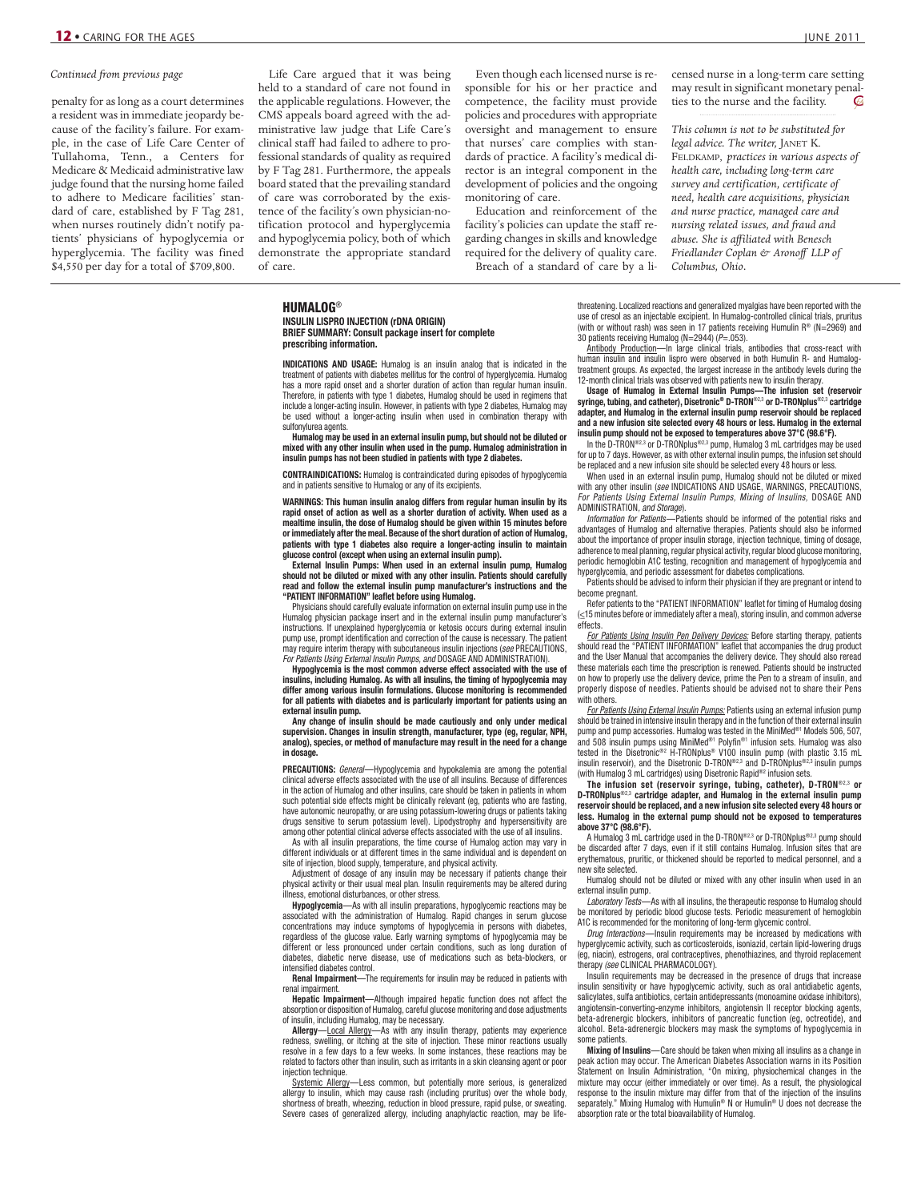*Continued from previous page*

penalty for as long as a court determines a resident was in immediate jeopardy because of the facility's failure. For example, in the case of Life Care Center of Tullahoma, Tenn., a Centers for Medicare & Medicaid administrative law judge found that the nursing home failed to adhere to Medicare facilities' standard of care, established by F Tag 281, when nurses routinely didn't notify patients' physicians of hypoglycemia or hyperglycemia. The facility was fined $4,550 per day for a total of $709,800.

Life Care argued that it was being held to a standard of care not found in the applicable regulations. However, the CMS appeals board agreed with the administrative law judge that Life Care's clinical staff had failed to adhere to professional standards of quality as required by F Tag 281. Furthermore, the appeals board stated that the prevailing standard of care was corroborated by the existence of the facility's own physician-notification protocol and hyperglycemia and hypoglycemia policy, both of which demonstrate the appropriate standard of care.

Even though each licensed nurse is responsible for his or her practice and competence, the facility must provide policies and procedures with appropriate oversight and management to ensure that nurses' care complies with standards of practice. A facility's medical director is an integral component in the development of policies and the ongoing monitoring of care.

Education and reinforcement of the facility's policies can update the staff regarding changes in skills and knowledge required for the delivery of quality care.

Breach of a standard of care by a licensed nurse in a long-term care setting may result in significant monetary penalties to the nurse and the facility.

*This column is not to be substituted for legal advice. The writer,* Janet K. Feldkamp*, practices in various aspects of health care, including long-term care survey and certification, certificate of need, health care acquisitions, physician and nurse practice, managed care and nursing related issues, and fraud and abuse. She is affiliated with Benesch Friedlander Coplan & Aronoff LLP of Columbus, Ohio.*

## HUMALOG®

**INSULIN LISPRO INJECTION (rDNA ORIGIN)**
**BRIEF SUMMARY: Consult package insert for complete prescribing information.**

**INDICATIONS AND USAGE:** Humalog is an insulin analog that is indicated in the treatment of patients with diabetes mellitus for the control of hyperglycemia. Humalog has a more rapid onset and a shorter duration of action than regular human insulin. Therefore, in patients with type 1 diabetes, Humalog should be used in regimens that include a longer-acting insulin. However, in patients with type 2 diabetes, Humalog may be used without a longer-acting insulin when used in combination therapy with sulfonylurea agents.

**Humalog may be used in an external insulin pump, but should not be diluted or mixed with any other insulin when used in the pump. Humalog administration in insulin pumps has not been studied in patients with type 2 diabetes.**

**CONTRAINDICATIONS:** Humalog is contraindicated during episodes of hypoglycemia and in patients sensitive to Humalog or any of its excipients.

**WARNINGS: This human insulin analog differs from regular human insulin by its rapid onset of action as well as a shorter duration of activity. When used as a mealtime insulin, the dose of Humalog should be given within 15 minutes before or immediately after the meal. Because of the short duration of action of Humalog, patients with type 1 diabetes also require a longer-acting insulin to maintain glucose control (except when using an external insulin pump).**

**External Insulin Pumps: When used in an external insulin pump, Humalog should not be diluted or mixed with any other insulin. Patients should carefully read and follow the external insulin pump manufacturer's instructions and the "PATIENT INFORMATION" leaflet before using Humalog.**

Physicians should carefully evaluate information on external insulin pump use in the Humalog physician package insert and in the external insulin pump manufacturer's instructions. If unexplained hyperglycemia or ketosis occurs during external insulin pump use, prompt identification and correction of the cause is necessary. The patient may require interim therapy with subcutaneous insulin injections (*see* PRECAUTIONS, *For Patients Using External Insulin Pumps, and* DOSAGE AND ADMINISTRATION).

**Hypoglycemia is the most common adverse effect associated with the use of insulins, including Humalog. As with all insulins, the timing of hypoglycemia may differ among various insulin formulations. Glucose monitoring is recommended for all patients with diabetes and is particularly important for patients using an external insulin pump.**

**Any change of insulin should be made cautiously and only under medical supervision. Changes in insulin strength, manufacturer, type (eg, regular, NPH, analog), species, or method of manufacture may result in the need for a change in dosage.**

**PRECAUTIONS:** *General*—Hypoglycemia and hypokalemia are among the potential clinical adverse effects associated with the use of all insulins. Because of differences in the action of Humalog and other insulins, care should be taken in patients in whom such potential side effects might be clinically relevant (eg, patients who are fasting, have autonomic neuropathy, or are using potassium-lowering drugs or patients taking drugs sensitive to serum potassium level). Lipodystrophy and hypersensitivity are among other potential clinical adverse effects associated with the use of all insulins.

As with all insulin preparations, the time course of Humalog action may vary in different individuals or at different times in the same individual and is dependent on site of injection, blood supply, temperature, and physical activity.

Adjustment of dosage of any insulin may be necessary if patients change their physical activity or their usual meal plan. Insulin requirements may be altered during illness, emotional disturbances, or other stress.

**Hypoglycemia**—As with all insulin preparations, hypoglycemic reactions may be associated with the administration of Humalog. Rapid changes in serum glucose concentrations may induce symptoms of hypoglycemia in persons with diabetes, regardless of the glucose value. Early warning symptoms of hypoglycemia may be different or less pronounced under certain conditions, such as long duration of diabetes, diabetic nerve disease, use of medications such as beta-blockers, or intensified diabetes control.

**Renal Impairment**—The requirements for insulin may be reduced in patients with renal impairment.

**Hepatic Impairment**—Although impaired hepatic function does not affect the absorption or disposition of Humalog, careful glucose monitoring and dose adjustments of insulin, including Humalog, may be necessary.

**Allergy**—Local Allergy—As with any insulin therapy, patients may experience redness, swelling, or itching at the site of injection. These minor reactions usually resolve in a few days to a few weeks. In some instances, these reactions may be related to factors other than insulin, such as irritants in a skin cleansing agent or poor injection technique.

Systemic Allergy—Less common, but potentially more serious, is generalized allergy to insulin, which may cause rash (including pruritus) over the whole body, shortness of breath, wheezing, reduction in blood pressure, rapid pulse, or sweating. Severe cases of generalized allergy, including anaphylactic reaction, may be life-threatening. Localized reactions and generalized myalgias have been reported with the use of cresol as an injectable excipient. In Humalog-controlled clinical trials, pruritus (with or without rash) was seen in 17 patients receiving Humulin R® (N=2969) and 30 patients receiving Humalog (N=2944) (*P*=.053).

Antibody Production—In large clinical trials, antibodies that cross-react with human insulin and insulin lispro were observed in both Humulin R- and Humalog-treatment groups. As expected, the largest increase in the antibody levels during the 12-month clinical trials was observed with patients new to insulin therapy.

**Usage of Humalog in External Insulin Pumps—The infusion set (reservoir syringe, tubing, and catheter), Disetronic® D-TRON®2,3 or D-TRONplus®2,3 cartridge adapter, and Humalog in the external insulin pump reservoir should be replaced and a new infusion site selected every 48 hours or less. Humalog in the external insulin pump should not be exposed to temperatures above 37°C (98.6°F).**

In the D-TRON®2,3 or D-TRONplus®2,3 pump, Humalog 3 mL cartridges may be used for up to 7 days. However, as with other external insulin pumps, the infusion set should be replaced and a new infusion site should be selected every 48 hours or less.

When used in an external insulin pump, Humalog should not be diluted or mixed with any other insulin (*see* INDICATIONS AND USAGE, WARNINGS, PRECAUTIONS, *For Patients Using External Insulin Pumps, Mixing of Insulins*, DOSAGE AND ADMINISTRATION, *and Storage*).

*Information for Patients*—Patients should be informed of the potential risks and advantages of Humalog and alternative therapies. Patients should also be informed about the importance of proper insulin storage, injection technique, timing of dosage, adherence to meal planning, regular physical activity, regular blood glucose monitoring, periodic hemoglobin A1C testing, recognition and management of hypoglycemia and hyperglycemia, and periodic assessment for diabetes complications.

Patients should be advised to inform their physician if they are pregnant or intend to become pregnant.

Refer patients to the "PATIENT INFORMATION" leaflet for timing of Humalog dosing (≤15 minutes before or immediately after a meal), storing insulin, and common adverse effects.

*For Patients Using Insulin Pen Delivery Devices:* Before starting therapy, patients should read the "PATIENT INFORMATION" leaflet that accompanies the drug product and the User Manual that accompanies the delivery device. They should also reread these materials each time the prescription is renewed. Patients should be instructed on how to properly use the delivery device, prime the Pen to a stream of insulin, and properly dispose of needles. Patients should be advised not to share their Pens with others.

*For Patients Using External Insulin Pumps:* Patients using an external infusion pump should be trained in intensive insulin therapy and in the function of their external insulin pump and pump accessories. Humalog was tested in the MiniMed®1 Models 506, 507, and 508 insulin pumps using MiniMed®1 Polyfin®1 infusion sets. Humalog was also tested in the Disetronic®2 H-TRONplus® V100 insulin pump (with plastic 3.15 mL insulin reservoir), and the Disetronic D-TRON®2,3 and D-TRONplus®2,3 insulin pumps (with Humalog 3 mL cartridges) using Disetronic Rapid®2 infusion sets.

**The infusion set (reservoir syringe, tubing, catheter), D-TRON®2,3 or D-TRONplus®2,3 cartridge adapter, and Humalog in the external insulin pump reservoir should be replaced, and a new infusion site selected every 48 hours or less. Humalog in the external pump should not be exposed to temperatures above 37°C (98.6°F).**

A Humalog 3 mL cartridge used in the D-TRON®2,3 or D-TRONplus®2,3 pump should be discarded after 7 days, even if it still contains Humalog. Infusion sites that are erythematous, pruritic, or thickened should be reported to medical personnel, and a new site selected.

Humalog should not be diluted or mixed with any other insulin when used in an external insulin pump.

*Laboratory Tests*—As with all insulins, the therapeutic response to Humalog should be monitored by periodic blood glucose tests. Periodic measurement of hemoglobin A1C is recommended for the monitoring of long-term glycemic control.

*Drug Interactions*—Insulin requirements may be increased by medications with hyperglycemic activity, such as corticosteroids, isoniazid, certain lipid-lowering drugs (eg, niacin), estrogens, oral contraceptives, phenothiazines, and thyroid replacement therapy *(see* CLINICAL PHARMACOLOGY).

Insulin requirements may be decreased in the presence of drugs that increase insulin sensitivity or have hypoglycemic activity, such as oral antidiabetic agents, salicylates, sulfa antibiotics, certain antidepressants (monoamine oxidase inhibitors), angiotensin-converting-enzyme inhibitors, angiotensin II receptor blocking agents, beta-adrenergic blockers, inhibitors of pancreatic function (eg, octreotide), and alcohol. Beta-adrenergic blockers may mask the symptoms of hypoglycemia in some patients.

**Mixing of Insulins**—Care should be taken when mixing all insulins as a change in peak action may occur. The American Diabetes Association warns in its Position Statement on Insulin Administration, "On mixing, physiochemical changes in the mixture may occur (either immediately or over time). As a result, the physiological response to the insulin mixture may differ from that of the injection of the insulins separately." Mixing Humalog with Humulin® N or Humulin® U does not decrease the absorption rate or the total bioavailability of Humalog.